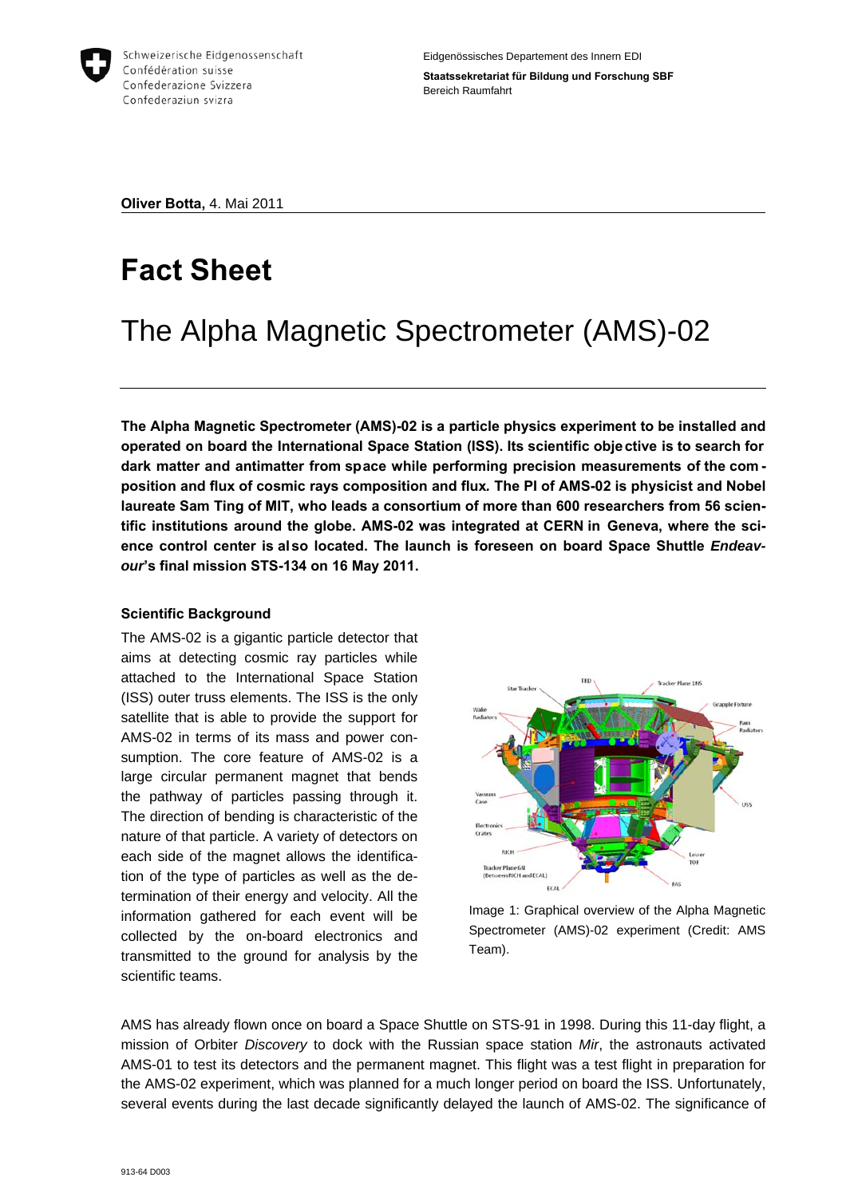Schweizerische Eidgenossenschaft
Confédération suisse
Confederazione Svizzera
Confederaziun svizra

Eidgenössisches Departement des Innern EDI
**Staatssekretariat für Bildung und Forschung SBF**
Bereich Raumfahrt

**Oliver Botta,** 4. Mai 2011

# Fact Sheet

## The Alpha Magnetic Spectrometer (AMS)-02

**The Alpha Magnetic Spectrometer (AMS)-02 is a particle physics experiment to be installed and operated on board the International Space Station (ISS). Its scientific objective is to search for dark matter and antimatter from space while performing precision measurements of the composition and flux of cosmic rays composition and flux. The PI of AMS-02 is physicist and Nobel laureate Sam Ting of MIT, who leads a consortium of more than 600 researchers from 56 scientific institutions around the globe. AMS-02 was integrated at CERN in Geneva, where the science control center is also located. The launch is foreseen on board Space Shuttle *Endeavour*'s final mission STS-134 on 16 May 2011.**

### Scientific Background

The AMS-02 is a gigantic particle detector that aims at detecting cosmic ray particles while attached to the International Space Station (ISS) outer truss elements. The ISS is the only satellite that is able to provide the support for AMS-02 in terms of its mass and power consumption. The core feature of AMS-02 is a large circular permanent magnet that bends the pathway of particles passing through it. The direction of bending is characteristic of the nature of that particle. A variety of detectors on each side of the magnet allows the identification of the type of particles as well as the determination of their energy and velocity. All the information gathered for each event will be collected by the on-board electronics and transmitted to the ground for analysis by the scientific teams.

Image 1: Graphical overview of the Alpha Magnetic Spectrometer (AMS)-02 experiment (Credit: AMS Team).

AMS has already flown once on board a Space Shuttle on STS-91 in 1998. During this 11-day flight, a mission of Orbiter *Discovery* to dock with the Russian space station *Mir*, the astronauts activated AMS-01 to test its detectors and the permanent magnet. This flight was a test flight in preparation for the AMS-02 experiment, which was planned for a much longer period on board the ISS. Unfortunately, several events during the last decade significantly delayed the launch of AMS-02. The significance of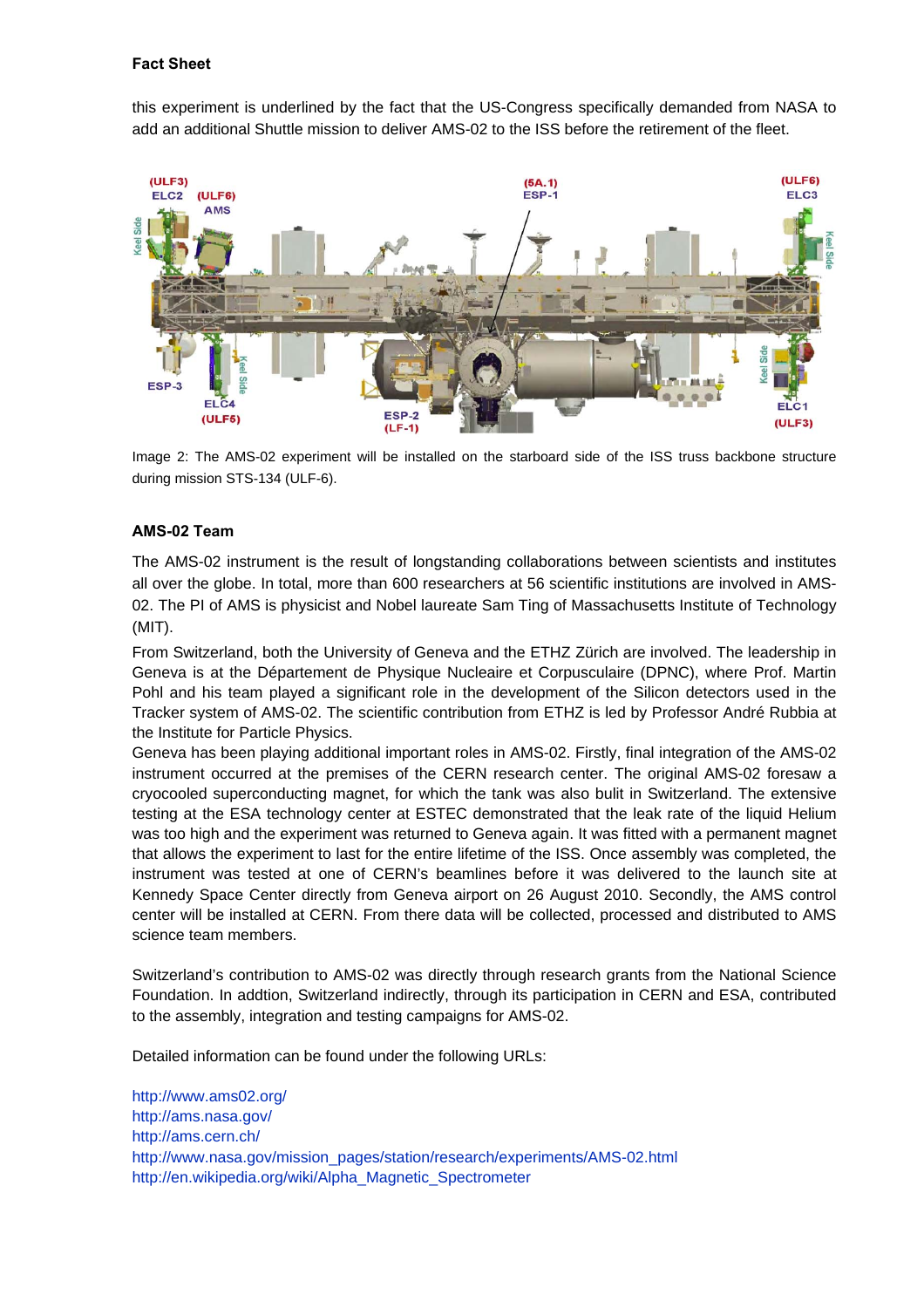this experiment is underlined by the fact that the US-Congress specifically demanded from NASA to add an additional Shuttle mission to deliver AMS-02 to the ISS before the retirement of the fleet.

Image 2: The AMS-02 experiment will be installed on the starboard side of the ISS truss backbone structure during mission STS-134 (ULF-6).

## AMS-02 Team

The AMS-02 instrument is the result of longstanding collaborations between scientists and institutes all over the globe. In total, more than 600 researchers at 56 scientific institutions are involved in AMS-02. The PI of AMS is physicist and Nobel laureate Sam Ting of Massachusetts Institute of Technology (MIT).

From Switzerland, both the University of Geneva and the ETHZ Zürich are involved. The leadership in Geneva is at the Département de Physique Nucleaire et Corpusculaire (DPNC), where Prof. Martin Pohl and his team played a significant role in the development of the Silicon detectors used in the Tracker system of AMS-02. The scientific contribution from ETHZ is led by Professor André Rubbia at the Institute for Particle Physics.

Geneva has been playing additional important roles in AMS-02. Firstly, final integration of the AMS-02 instrument occurred at the premises of the CERN research center. The original AMS-02 foresaw a cryocooled superconducting magnet, for which the tank was also bulit in Switzerland. The extensive testing at the ESA technology center at ESTEC demonstrated that the leak rate of the liquid Helium was too high and the experiment was returned to Geneva again. It was fitted with a permanent magnet that allows the experiment to last for the entire lifetime of the ISS. Once assembly was completed, the instrument was tested at one of CERN's beamlines before it was delivered to the launch site at Kennedy Space Center directly from Geneva airport on 26 August 2010. Secondly, the AMS control center will be installed at CERN. From there data will be collected, processed and distributed to AMS science team members.

Switzerland's contribution to AMS-02 was directly through research grants from the National Science Foundation. In addtion, Switzerland indirectly, through its participation in CERN and ESA, contributed to the assembly, integration and testing campaigns for AMS-02.

Detailed information can be found under the following URLs:

http://www.ams02.org/
http://ams.nasa.gov/
http://ams.cern.ch/
http://www.nasa.gov/mission_pages/station/research/experiments/AMS-02.html
http://en.wikipedia.org/wiki/Alpha_Magnetic_Spectrometer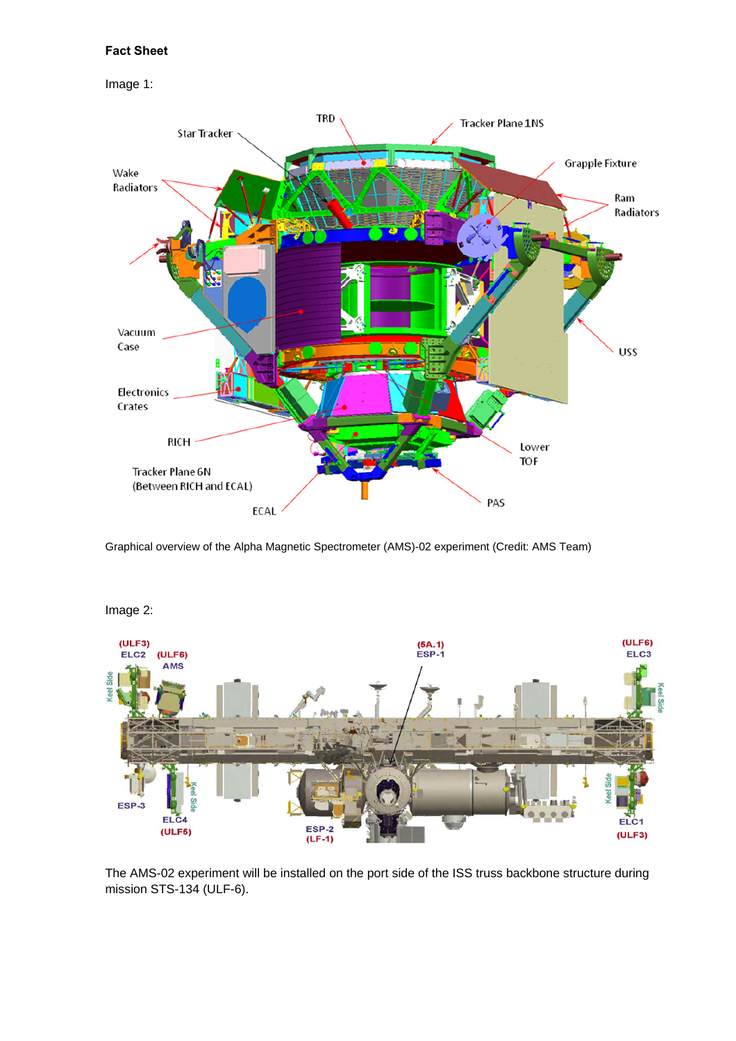**Fact Sheet**

Image 1:

Graphical overview of the Alpha Magnetic Spectrometer (AMS)-02 experiment (Credit: AMS Team)

Image 2:

The AMS-02 experiment will be installed on the port side of the ISS truss backbone structure during mission STS-134 (ULF-6).